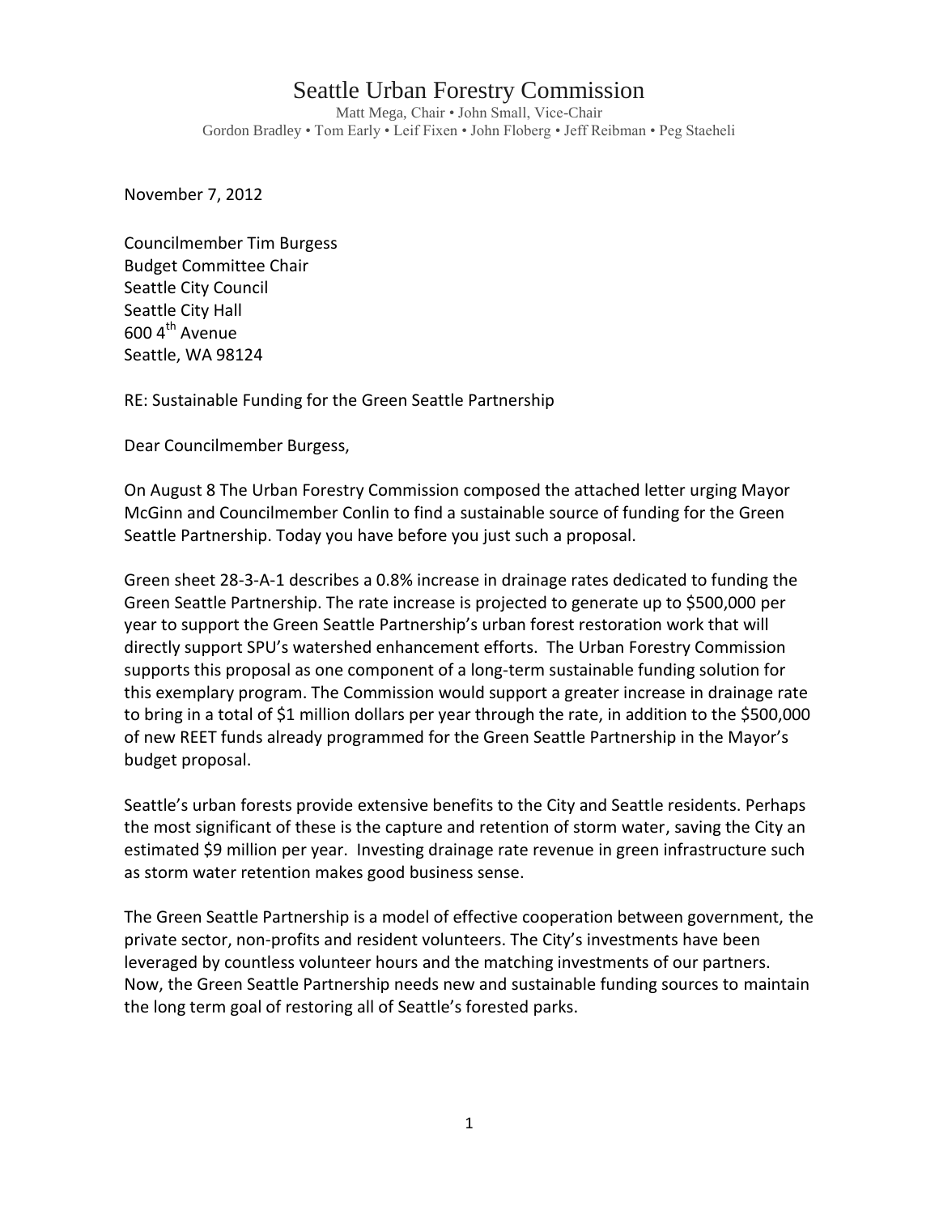# Seattle Urban Forestry Commission

Matt Mega, Chair • John Small, Vice-Chair
Gordon Bradley • Tom Early • Leif Fixen • John Floberg • Jeff Reibman • Peg Staeheli

November 7, 2012

Councilmember Tim Burgess
Budget Committee Chair
Seattle City Council
Seattle City Hall
600 4th Avenue
Seattle, WA 98124

RE: Sustainable Funding for the Green Seattle Partnership

Dear Councilmember Burgess,

On August 8 The Urban Forestry Commission composed the attached letter urging Mayor McGinn and Councilmember Conlin to find a sustainable source of funding for the Green Seattle Partnership. Today you have before you just such a proposal.

Green sheet 28-3-A-1 describes a 0.8% increase in drainage rates dedicated to funding the Green Seattle Partnership. The rate increase is projected to generate up to $500,000 per year to support the Green Seattle Partnership's urban forest restoration work that will directly support SPU's watershed enhancement efforts. The Urban Forestry Commission supports this proposal as one component of a long-term sustainable funding solution for this exemplary program. The Commission would support a greater increase in drainage rate to bring in a total of $1 million dollars per year through the rate, in addition to the $500,000 of new REET funds already programmed for the Green Seattle Partnership in the Mayor's budget proposal.

Seattle's urban forests provide extensive benefits to the City and Seattle residents. Perhaps the most significant of these is the capture and retention of storm water, saving the City an estimated $9 million per year. Investing drainage rate revenue in green infrastructure such as storm water retention makes good business sense.

The Green Seattle Partnership is a model of effective cooperation between government, the private sector, non-profits and resident volunteers. The City's investments have been leveraged by countless volunteer hours and the matching investments of our partners. Now, the Green Seattle Partnership needs new and sustainable funding sources to maintain the long term goal of restoring all of Seattle's forested parks.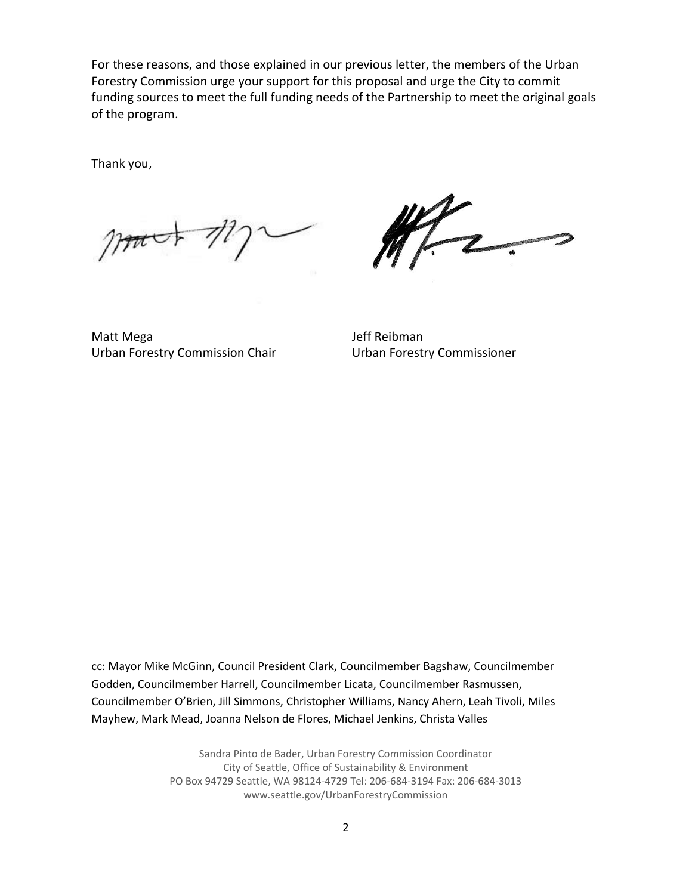For these reasons, and those explained in our previous letter, the members of the Urban Forestry Commission urge your support for this proposal and urge the City to commit funding sources to meet the full funding needs of the Partnership to meet the original goals of the program.

Thank you,

Matt Mega
Urban Forestry Commission Chair

Jeff Reibman
Urban Forestry Commissioner

cc: Mayor Mike McGinn, Council President Clark, Councilmember Bagshaw, Councilmember Godden, Councilmember Harrell, Councilmember Licata, Councilmember Rasmussen, Councilmember O'Brien, Jill Simmons, Christopher Williams, Nancy Ahern, Leah Tivoli, Miles Mayhew, Mark Mead, Joanna Nelson de Flores, Michael Jenkins, Christa Valles

Sandra Pinto de Bader, Urban Forestry Commission Coordinator
City of Seattle, Office of Sustainability & Environment
PO Box 94729 Seattle, WA 98124-4729 Tel: 206-684-3194 Fax: 206-684-3013
www.seattle.gov/UrbanForestryCommission